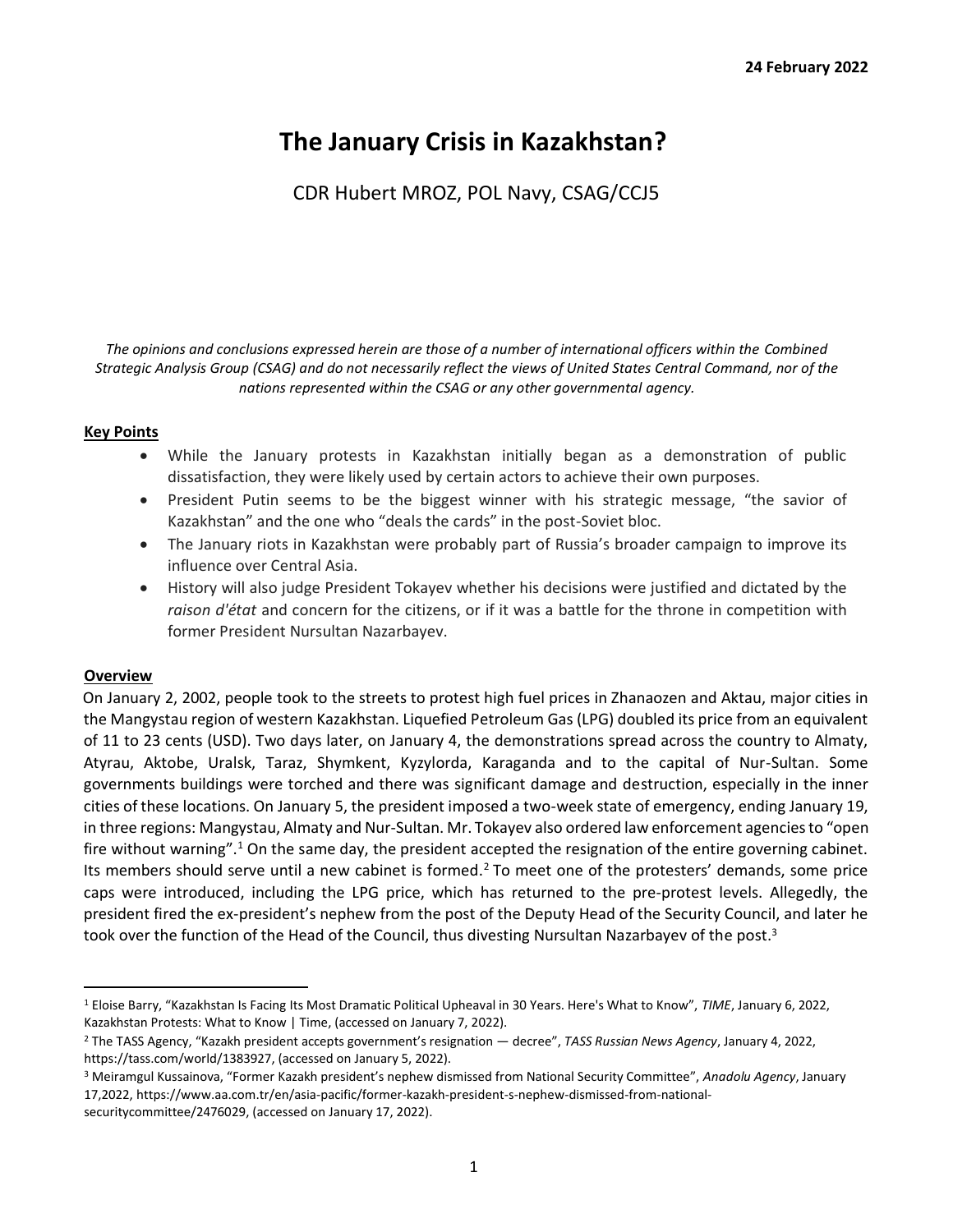**24 February 2022**

# The January Crisis in Kazakhstan?

CDR Hubert MROZ, POL Navy, CSAG/CCJ5

*The opinions and conclusions expressed herein are those of a number of international officers within the Combined Strategic Analysis Group (CSAG) and do not necessarily reflect the views of United States Central Command, nor of the nations represented within the CSAG or any other governmental agency.*

## Key Points

- While the January protests in Kazakhstan initially began as a demonstration of public dissatisfaction, they were likely used by certain actors to achieve their own purposes.
- President Putin seems to be the biggest winner with his strategic message, "the savior of Kazakhstan" and the one who "deals the cards" in the post-Soviet bloc.
- The January riots in Kazakhstan were probably part of Russia's broader campaign to improve its influence over Central Asia.
- History will also judge President Tokayev whether his decisions were justified and dictated by the *raison d'état* and concern for the citizens, or if it was a battle for the throne in competition with former President Nursultan Nazarbayev.

## Overview

On January 2, 2002, people took to the streets to protest high fuel prices in Zhanaozen and Aktau, major cities in the Mangystau region of western Kazakhstan. Liquefied Petroleum Gas (LPG) doubled its price from an equivalent of 11 to 23 cents (USD). Two days later, on January 4, the demonstrations spread across the country to Almaty, Atyrau, Aktobe, Uralsk, Taraz, Shymkent, Kyzylorda, Karaganda and to the capital of Nur-Sultan. Some governments buildings were torched and there was significant damage and destruction, especially in the inner cities of these locations. On January 5, the president imposed a two-week state of emergency, ending January 19, in three regions: Mangystau, Almaty and Nur-Sultan. Mr. Tokayev also ordered law enforcement agencies to "open fire without warning".[1] On the same day, the president accepted the resignation of the entire governing cabinet. Its members should serve until a new cabinet is formed.[2] To meet one of the protesters' demands, some price caps were introduced, including the LPG price, which has returned to the pre-protest levels. Allegedly, the president fired the ex-president's nephew from the post of the Deputy Head of the Security Council, and later he took over the function of the Head of the Council, thus divesting Nursultan Nazarbayev of the post.[3]

---

[1] Eloise Barry, "Kazakhstan Is Facing Its Most Dramatic Political Upheaval in 30 Years. Here's What to Know", *TIME*, January 6, 2022, Kazakhstan Protests: What to Know | Time, (accessed on January 7, 2022).

[2] The TASS Agency, "Kazakh president accepts government's resignation — decree", *TASS Russian News Agency*, January 4, 2022, https://tass.com/world/1383927, (accessed on January 5, 2022).

[3] Meiramgul Kussainova, "Former Kazakh president's nephew dismissed from National Security Committee", *Anadolu Agency*, January 17,2022, https://www.aa.com.tr/en/asia-pacific/former-kazakh-president-s-nephew-dismissed-from-national-securitycommittee/2476029, (accessed on January 17, 2022).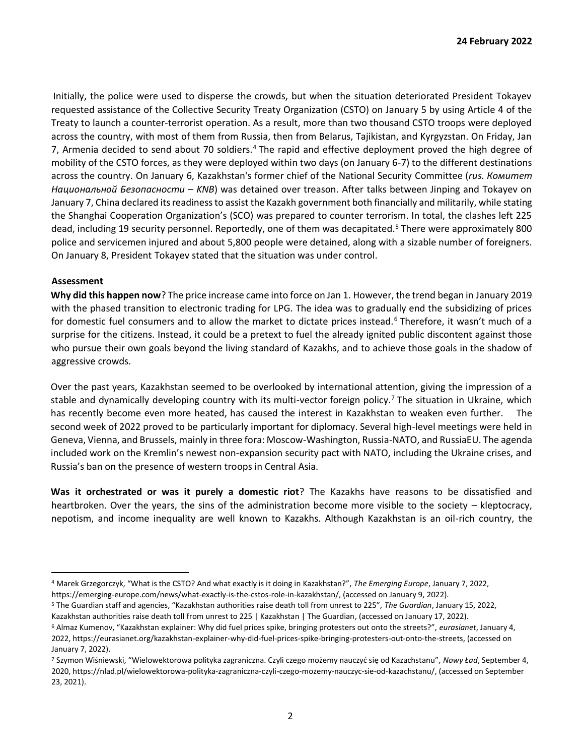Initially, the police were used to disperse the crowds, but when the situation deteriorated President Tokayev requested assistance of the Collective Security Treaty Organization (CSTO) on January 5 by using Article 4 of the Treaty to launch a counter-terrorist operation. As a result, more than two thousand CSTO troops were deployed across the country, with most of them from Russia, then from Belarus, Tajikistan, and Kyrgyzstan. On Friday, Jan 7, Armenia decided to send about 70 soldiers.[4] The rapid and effective deployment proved the high degree of mobility of the CSTO forces, as they were deployed within two days (on January 6-7) to the different destinations across the country. On January 6, Kazakhstan's former chief of the National Security Committee (*rus. Комитет Национальной Безопасности – KNB*) was detained over treason. After talks between Jinping and Tokayev on January 7, China declared its readiness to assist the Kazakh government both financially and militarily, while stating the Shanghai Cooperation Organization's (SCO) was prepared to counter terrorism. In total, the clashes left 225 dead, including 19 security personnel. Reportedly, one of them was decapitated.[5] There were approximately 800 police and servicemen injured and about 5,800 people were detained, along with a sizable number of foreigners. On January 8, President Tokayev stated that the situation was under control.

**Assessment**

**Why did this happen now**? The price increase came into force on Jan 1. However, the trend began in January 2019 with the phased transition to electronic trading for LPG. The idea was to gradually end the subsidizing of prices for domestic fuel consumers and to allow the market to dictate prices instead.[6] Therefore, it wasn't much of a surprise for the citizens. Instead, it could be a pretext to fuel the already ignited public discontent against those who pursue their own goals beyond the living standard of Kazakhs, and to achieve those goals in the shadow of aggressive crowds.

Over the past years, Kazakhstan seemed to be overlooked by international attention, giving the impression of a stable and dynamically developing country with its multi-vector foreign policy.[7] The situation in Ukraine, which has recently become even more heated, has caused the interest in Kazakhstan to weaken even further. The second week of 2022 proved to be particularly important for diplomacy. Several high-level meetings were held in Geneva, Vienna, and Brussels, mainly in three fora: Moscow-Washington, Russia-NATO, and RussiaEU. The agenda included work on the Kremlin's newest non-expansion security pact with NATO, including the Ukraine crises, and Russia's ban on the presence of western troops in Central Asia.

**Was it orchestrated or was it purely a domestic riot**? The Kazakhs have reasons to be dissatisfied and heartbroken. Over the years, the sins of the administration become more visible to the society – kleptocracy, nepotism, and income inequality are well known to Kazakhs. Although Kazakhstan is an oil-rich country, the

---

[4] Marek Grzegorczyk, "What is the CSTO? And what exactly is it doing in Kazakhstan?", *The Emerging Europe*, January 7, 2022, https://emerging-europe.com/news/what-exactly-is-the-cstos-role-in-kazakhstan/, (accessed on January 9, 2022).

[5] The Guardian staff and agencies, "Kazakhstan authorities raise death toll from unrest to 225", *The Guardian*, January 15, 2022, Kazakhstan authorities raise death toll from unrest to 225 | Kazakhstan | The Guardian, (accessed on January 17, 2022).

[6] Almaz Kumenov, "Kazakhstan explainer: Why did fuel prices spike, bringing protesters out onto the streets?", *eurasianet*, January 4, 2022, https://eurasianet.org/kazakhstan-explainer-why-did-fuel-prices-spike-bringing-protesters-out-onto-the-streets, (accessed on January 7, 2022).

[7] Szymon Wiśniewski, "Wielowektorowa polityka zagraniczna. Czyli czego możemy nauczyć się od Kazachstanu", *Nowy Ład*, September 4, 2020, https://nlad.pl/wielowektorowa-polityka-zagraniczna-czyli-czego-mozemy-nauczyc-sie-od-kazachstanu/, (accessed on September 23, 2021).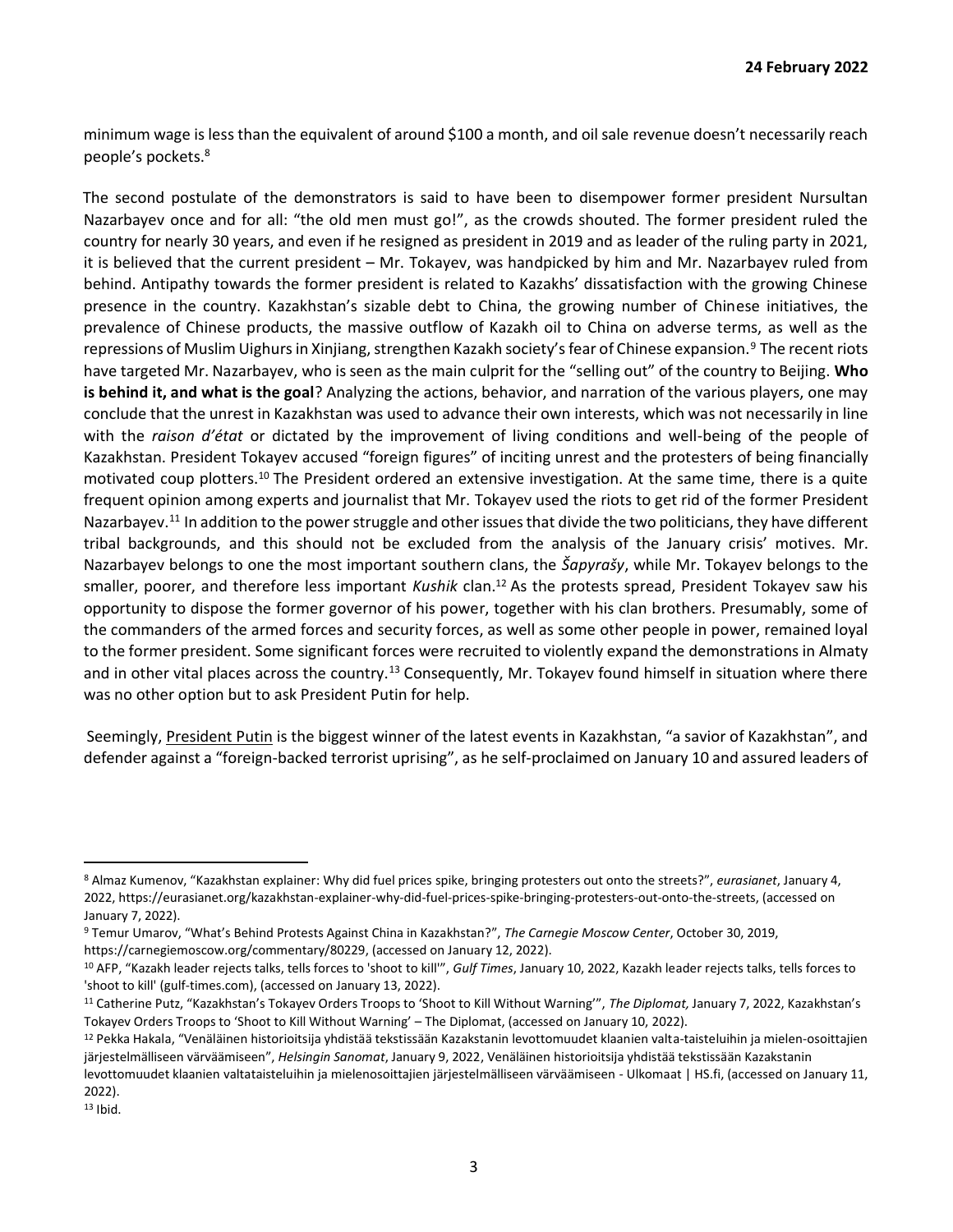minimum wage is less than the equivalent of around $100 a month, and oil sale revenue doesn't necessarily reach people's pockets.[8]

The second postulate of the demonstrators is said to have been to disempower former president Nursultan Nazarbayev once and for all: "the old men must go!", as the crowds shouted. The former president ruled the country for nearly 30 years, and even if he resigned as president in 2019 and as leader of the ruling party in 2021, it is believed that the current president – Mr. Tokayev, was handpicked by him and Mr. Nazarbayev ruled from behind. Antipathy towards the former president is related to Kazakhs' dissatisfaction with the growing Chinese presence in the country. Kazakhstan's sizable debt to China, the growing number of Chinese initiatives, the prevalence of Chinese products, the massive outflow of Kazakh oil to China on adverse terms, as well as the repressions of Muslim Uighurs in Xinjiang, strengthen Kazakh society's fear of Chinese expansion.[9] The recent riots have targeted Mr. Nazarbayev, who is seen as the main culprit for the "selling out" of the country to Beijing. **Who is behind it, and what is the goal**? Analyzing the actions, behavior, and narration of the various players, one may conclude that the unrest in Kazakhstan was used to advance their own interests, which was not necessarily in line with the *raison d'état* or dictated by the improvement of living conditions and well-being of the people of Kazakhstan. President Tokayev accused "foreign figures" of inciting unrest and the protesters of being financially motivated coup plotters.[10] The President ordered an extensive investigation. At the same time, there is a quite frequent opinion among experts and journalist that Mr. Tokayev used the riots to get rid of the former President Nazarbayev.[11] In addition to the power struggle and other issues that divide the two politicians, they have different tribal backgrounds, and this should not be excluded from the analysis of the January crisis' motives. Mr. Nazarbayev belongs to one the most important southern clans, the *Šapyrašy*, while Mr. Tokayev belongs to the smaller, poorer, and therefore less important *Kushik* clan.[12] As the protests spread, President Tokayev saw his opportunity to dispose the former governor of his power, together with his clan brothers. Presumably, some of the commanders of the armed forces and security forces, as well as some other people in power, remained loyal to the former president. Some significant forces were recruited to violently expand the demonstrations in Almaty and in other vital places across the country.[13] Consequently, Mr. Tokayev found himself in situation where there was no other option but to ask President Putin for help.

Seemingly, President Putin is the biggest winner of the latest events in Kazakhstan, "a savior of Kazakhstan", and defender against a "foreign-backed terrorist uprising", as he self-proclaimed on January 10 and assured leaders of

---

[8] Almaz Kumenov, "Kazakhstan explainer: Why did fuel prices spike, bringing protesters out onto the streets?", *eurasianet*, January 4, 2022, https://eurasianet.org/kazakhstan-explainer-why-did-fuel-prices-spike-bringing-protesters-out-onto-the-streets, (accessed on January 7, 2022).

[9] Temur Umarov, "What's Behind Protests Against China in Kazakhstan?", *The Carnegie Moscow Center*, October 30, 2019, https://carnegiemoscow.org/commentary/80229, (accessed on January 12, 2022).

[10] AFP, "Kazakh leader rejects talks, tells forces to 'shoot to kill'", *Gulf Times*, January 10, 2022, Kazakh leader rejects talks, tells forces to 'shoot to kill' (gulf-times.com), (accessed on January 13, 2022).

[11] Catherine Putz, "Kazakhstan's Tokayev Orders Troops to 'Shoot to Kill Without Warning'", *The Diplomat,* January 7, 2022, Kazakhstan's Tokayev Orders Troops to 'Shoot to Kill Without Warning' – The Diplomat, (accessed on January 10, 2022).

[12] Pekka Hakala, "Venäläinen historioitsija yhdistää tekstissään Kazakstanin levottomuudet klaanien valta-taisteluihin ja mielen-osoittajien järjestelmälliseen värväämiseen", *Helsingin Sanomat*, January 9, 2022, Venäläinen historioitsija yhdistää tekstissään Kazakstanin levottomuudet klaanien valtataisteluihin ja mielenosoittajien järjestelmälliseen värväämiseen - Ulkomaat | HS.fi, (accessed on January 11, 2022).

[13] Ibid.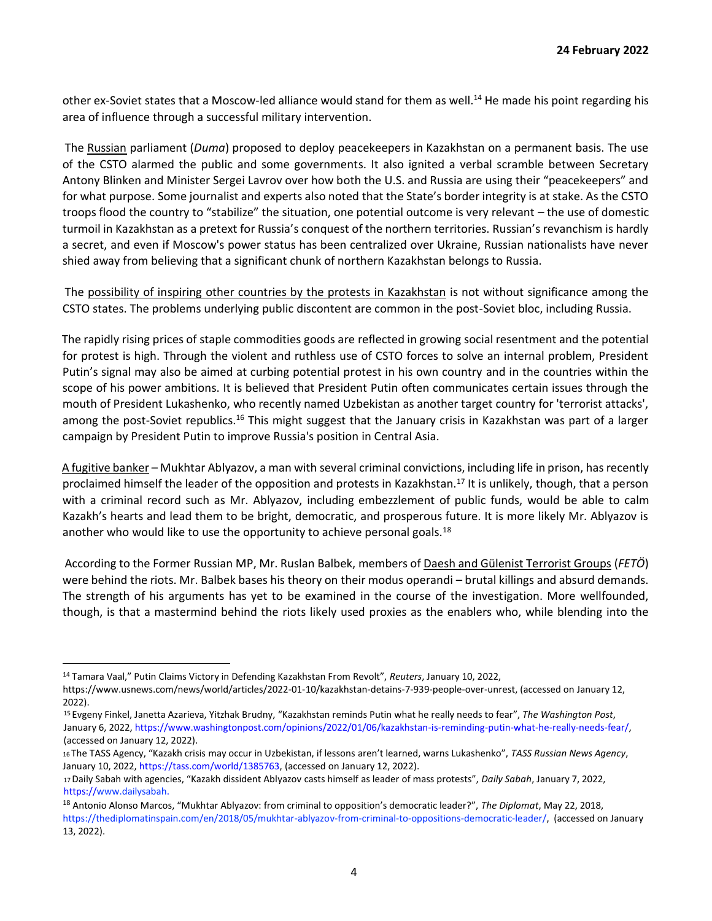other ex-Soviet states that a Moscow-led alliance would stand for them as well.[14] He made his point regarding his area of influence through a successful military intervention.

The Russian parliament (*Duma*) proposed to deploy peacekeepers in Kazakhstan on a permanent basis. The use of the CSTO alarmed the public and some governments. It also ignited a verbal scramble between Secretary Antony Blinken and Minister Sergei Lavrov over how both the U.S. and Russia are using their "peacekeepers" and for what purpose. Some journalist and experts also noted that the State's border integrity is at stake. As the CSTO troops flood the country to "stabilize" the situation, one potential outcome is very relevant – the use of domestic turmoil in Kazakhstan as a pretext for Russia's conquest of the northern territories. Russian's revanchism is hardly a secret, and even if Moscow's power status has been centralized over Ukraine, Russian nationalists have never shied away from believing that a significant chunk of northern Kazakhstan belongs to Russia.

The possibility of inspiring other countries by the protests in Kazakhstan is not without significance among the CSTO states. The problems underlying public discontent are common in the post-Soviet bloc, including Russia.

The rapidly rising prices of staple commodities goods are reflected in growing social resentment and the potential for protest is high. Through the violent and ruthless use of CSTO forces to solve an internal problem, President Putin's signal may also be aimed at curbing potential protest in his own country and in the countries within the scope of his power ambitions. It is believed that President Putin often communicates certain issues through the mouth of President Lukashenko, who recently named Uzbekistan as another target country for 'terrorist attacks', among the post-Soviet republics.[16] This might suggest that the January crisis in Kazakhstan was part of a larger campaign by President Putin to improve Russia's position in Central Asia.

A fugitive banker – Mukhtar Ablyazov, a man with several criminal convictions, including life in prison, has recently proclaimed himself the leader of the opposition and protests in Kazakhstan.[17] It is unlikely, though, that a person with a criminal record such as Mr. Ablyazov, including embezzlement of public funds, would be able to calm Kazakh's hearts and lead them to be bright, democratic, and prosperous future. It is more likely Mr. Ablyazov is another who would like to use the opportunity to achieve personal goals.[18]

According to the Former Russian MP, Mr. Ruslan Balbek, members of Daesh and Gülenist Terrorist Groups (*FETÖ*) were behind the riots. Mr. Balbek bases his theory on their modus operandi – brutal killings and absurd demands. The strength of his arguments has yet to be examined in the course of the investigation. More wellfounded, though, is that a mastermind behind the riots likely used proxies as the enablers who, while blending into the

---

[14] Tamara Vaal," Putin Claims Victory in Defending Kazakhstan From Revolt", *Reuters*, January 10, 2022, https://www.usnews.com/news/world/articles/2022-01-10/kazakhstan-detains-7-939-people-over-unrest, (accessed on January 12, 2022).

[15] Evgeny Finkel, Janetta Azarieva, Yitzhak Brudny, "Kazakhstan reminds Putin what he really needs to fear", *The Washington Post*, January 6, 2022, https://www.washingtonpost.com/opinions/2022/01/06/kazakhstan-is-reminding-putin-what-he-really-needs-fear/, (accessed on January 12, 2022).

[16] The TASS Agency, "Kazakh crisis may occur in Uzbekistan, if lessons aren't learned, warns Lukashenko", *TASS Russian News Agency*, January 10, 2022, https://tass.com/world/1385763, (accessed on January 12, 2022).

[17] Daily Sabah with agencies, "Kazakh dissident Ablyazov casts himself as leader of mass protests", *Daily Sabah*, January 7, 2022, https://www.dailysabah.

[18] Antonio Alonso Marcos, "Mukhtar Ablyazov: from criminal to opposition's democratic leader?", *The Diplomat*, May 22, 2018, https://thediplomatinspain.com/en/2018/05/mukhtar-ablyazov-from-criminal-to-oppositions-democratic-leader/, (accessed on January 13, 2022).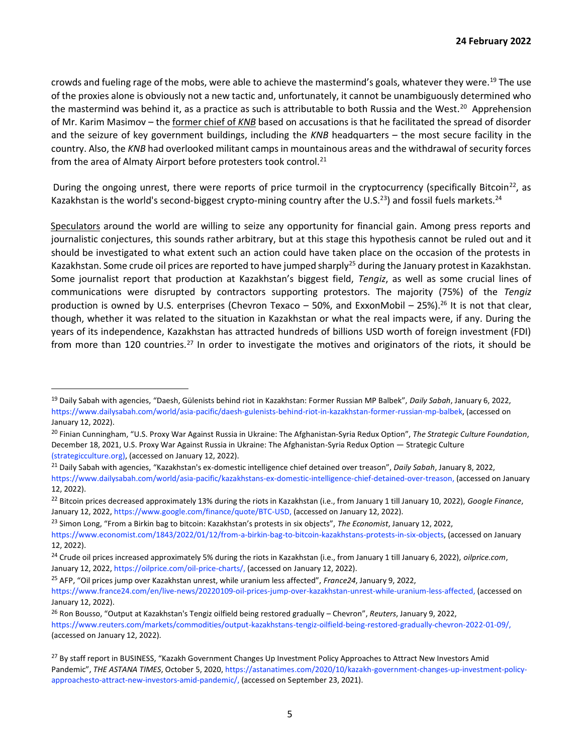crowds and fueling rage of the mobs, were able to achieve the mastermind's goals, whatever they were.[19] The use of the proxies alone is obviously not a new tactic and, unfortunately, it cannot be unambiguously determined who the mastermind was behind it, as a practice as such is attributable to both Russia and the West.[20] Apprehension of Mr. Karim Masimov – the former chief of *KNB* based on accusations is that he facilitated the spread of disorder and the seizure of key government buildings, including the *KNB* headquarters – the most secure facility in the country. Also, the *KNB* had overlooked militant camps in mountainous areas and the withdrawal of security forces from the area of Almaty Airport before protesters took control.[21]

During the ongoing unrest, there were reports of price turmoil in the cryptocurrency (specifically Bitcoin[22], as Kazakhstan is the world's second-biggest crypto-mining country after the U.S.[23]) and fossil fuels markets.[24]

Speculators around the world are willing to seize any opportunity for financial gain. Among press reports and journalistic conjectures, this sounds rather arbitrary, but at this stage this hypothesis cannot be ruled out and it should be investigated to what extent such an action could have taken place on the occasion of the protests in Kazakhstan. Some crude oil prices are reported to have jumped sharply[25] during the January protest in Kazakhstan. Some journalist report that production at Kazakhstan's biggest field, *Tengiz*, as well as some crucial lines of communications were disrupted by contractors supporting protestors. The majority (75%) of the *Tengiz* production is owned by U.S. enterprises (Chevron Texaco – 50%, and ExxonMobil – 25%).[26] It is not that clear, though, whether it was related to the situation in Kazakhstan or what the real impacts were, if any. During the years of its independence, Kazakhstan has attracted hundreds of billions USD worth of foreign investment (FDI) from more than 120 countries.[27] In order to investigate the motives and originators of the riots, it should be

---

[19] Daily Sabah with agencies, "Daesh, Gülenists behind riot in Kazakhstan: Former Russian MP Balbek", *Daily Sabah*, January 6, 2022, https://www.dailysabah.com/world/asia-pacific/daesh-gulenists-behind-riot-in-kazakhstan-former-russian-mp-balbek, (accessed on January 12, 2022).

[20] Finian Cunningham, "U.S. Proxy War Against Russia in Ukraine: The Afghanistan-Syria Redux Option", *The Strategic Culture Foundation*, December 18, 2021, U.S. Proxy War Against Russia in Ukraine: The Afghanistan-Syria Redux Option — Strategic Culture (strategicculture.org), (accessed on January 12, 2022).

[21] Daily Sabah with agencies, "Kazakhstan's ex-domestic intelligence chief detained over treason", *Daily Sabah*, January 8, 2022, https://www.dailysabah.com/world/asia-pacific/kazakhstans-ex-domestic-intelligence-chief-detained-over-treason, (accessed on January 12, 2022).

[22] Bitcoin prices decreased approximately 13% during the riots in Kazakhstan (i.e., from January 1 till January 10, 2022), *Google Finance*, January 12, 2022, https://www.google.com/finance/quote/BTC-USD, (accessed on January 12, 2022).

[23] Simon Long, "From a Birkin bag to bitcoin: Kazakhstan's protests in six objects", *The Economist*, January 12, 2022, https://www.economist.com/1843/2022/01/12/from-a-birkin-bag-to-bitcoin-kazakhstans-protests-in-six-objects, (accessed on January 12, 2022).

[24] Crude oil prices increased approximately 5% during the riots in Kazakhstan (i.e., from January 1 till January 6, 2022), *oilprice.com*, January 12, 2022, https://oilprice.com/oil-price-charts/, (accessed on January 12, 2022).

[25] AFP, "Oil prices jump over Kazakhstan unrest, while uranium less affected", *France24*, January 9, 2022, https://www.france24.com/en/live-news/20220109-oil-prices-jump-over-kazakhstan-unrest-while-uranium-less-affected, (accessed on January 12, 2022).

[26] Ron Bousso, "Output at Kazakhstan's Tengiz oilfield being restored gradually – Chevron", *Reuters*, January 9, 2022, https://www.reuters.com/markets/commodities/output-kazakhstans-tengiz-oilfield-being-restored-gradually-chevron-2022-01-09/, (accessed on January 12, 2022).

[27] By staff report in BUSINESS, "Kazakh Government Changes Up Investment Policy Approaches to Attract New Investors Amid Pandemic", *THE ASTANA TIMES*, October 5, 2020, https://astanatimes.com/2020/10/kazakh-government-changes-up-investment-policy-approachesto-attract-new-investors-amid-pandemic/, (accessed on September 23, 2021).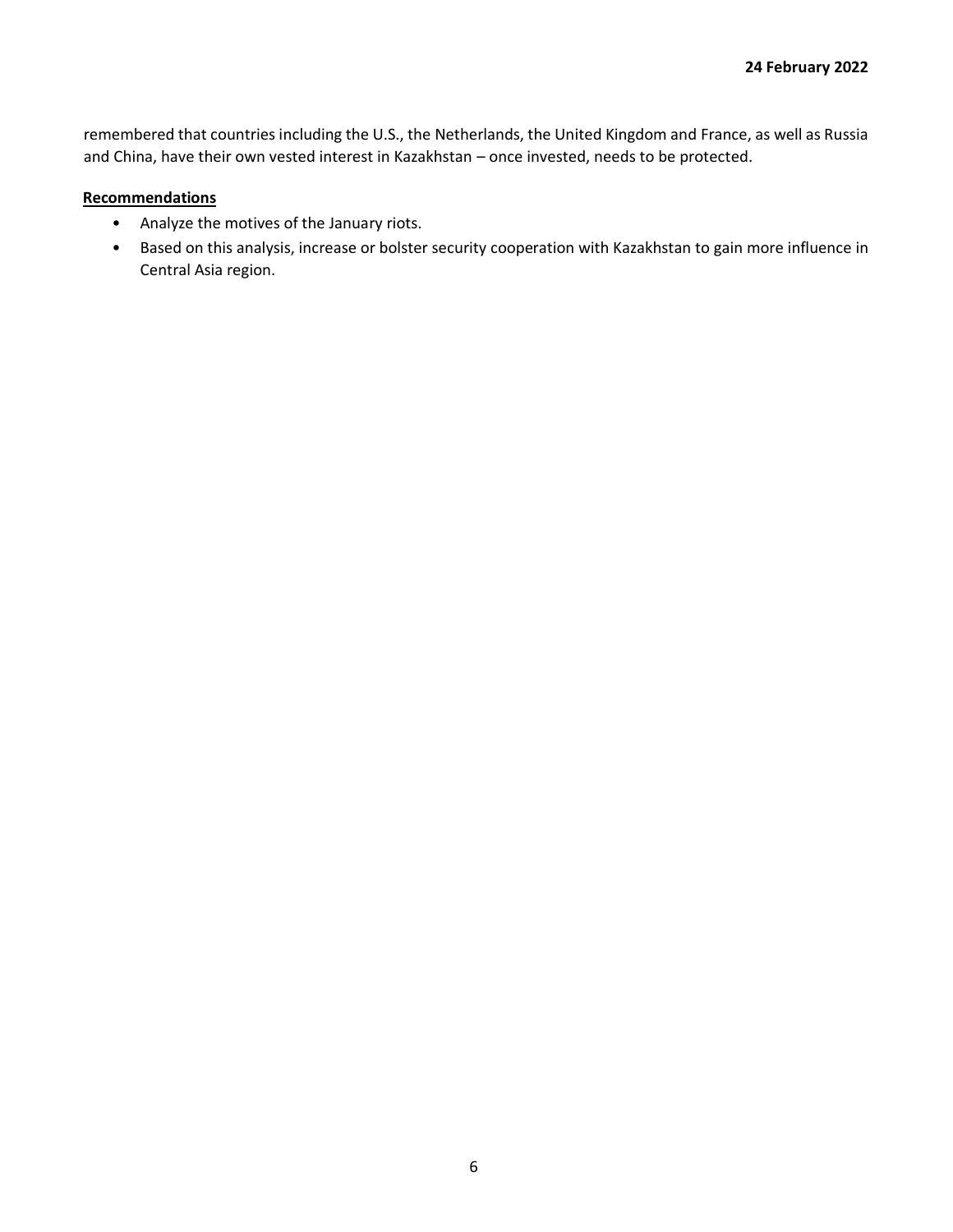remembered that countries including the U.S., the Netherlands, the United Kingdom and France, as well as Russia and China, have their own vested interest in Kazakhstan – once invested, needs to be protected.

**Recommendations**

- Analyze the motives of the January riots.
- Based on this analysis, increase or bolster security cooperation with Kazakhstan to gain more influence in Central Asia region.